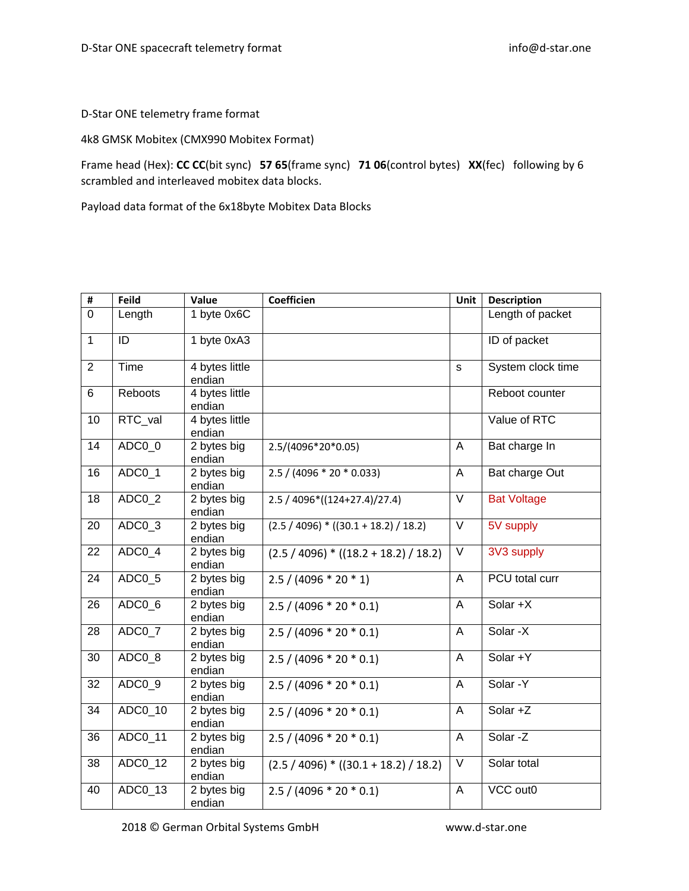D-Star ONE telemetry frame format

4k8 GMSK Mobitex (CMX990 Mobitex Format)

Frame head (Hex): **CC CC**(bit sync) **57 65**(frame sync) **71 06**(control bytes) **XX**(fec) following by 6 scrambled and interleaved mobitex data blocks.

Payload data format of the 6x18byte Mobitex Data Blocks

| # | Feild | Value | Coefficien | Unit | Description |
|---|---|---|---|---|---|
| 0 | Length | 1 byte 0x6C | | | Length of packet |
| 1 | ID | 1 byte 0xA3 | | | ID of packet |
| 2 | Time | 4 bytes little endian | | s | System clock time |
| 6 | Reboots | 4 bytes little endian | | | Reboot counter |
| 10 | RTC_val | 4 bytes little endian | | | Value of RTC |
| 14 | ADC0_0 | 2 bytes big endian | 2.5/(4096*20*0.05) | A | Bat charge In |
| 16 | ADC0_1 | 2 bytes big endian | 2.5 / (4096 * 20 * 0.033) | A | Bat charge Out |
| 18 | ADC0_2 | 2 bytes big endian | 2.5 / 4096*((124+27.4)/27.4) | V | Bat Voltage |
| 20 | ADC0_3 | 2 bytes big endian | (2.5 / 4096) * ((30.1 + 18.2) / 18.2) | V | 5V supply |
| 22 | ADC0_4 | 2 bytes big endian | (2.5 / 4096) * ((18.2 + 18.2) / 18.2) | V | 3V3 supply |
| 24 | ADC0_5 | 2 bytes big endian | 2.5 / (4096 * 20 * 1) | A | PCU total curr |
| 26 | ADC0_6 | 2 bytes big endian | 2.5 / (4096 * 20 * 0.1) | A | Solar +X |
| 28 | ADC0_7 | 2 bytes big endian | 2.5 / (4096 * 20 * 0.1) | A | Solar -X |
| 30 | ADC0_8 | 2 bytes big endian | 2.5 / (4096 * 20 * 0.1) | A | Solar +Y |
| 32 | ADC0_9 | 2 bytes big endian | 2.5 / (4096 * 20 * 0.1) | A | Solar -Y |
| 34 | ADC0_10 | 2 bytes big endian | 2.5 / (4096 * 20 * 0.1) | A | Solar +Z |
| 36 | ADC0_11 | 2 bytes big endian | 2.5 / (4096 * 20 * 0.1) | A | Solar -Z |
| 38 | ADC0_12 | 2 bytes big endian | (2.5 / 4096) * ((30.1 + 18.2) / 18.2) | V | Solar total |
| 40 | ADC0_13 | 2 bytes big endian | 2.5 / (4096 * 20 * 0.1) | A | VCC out0 |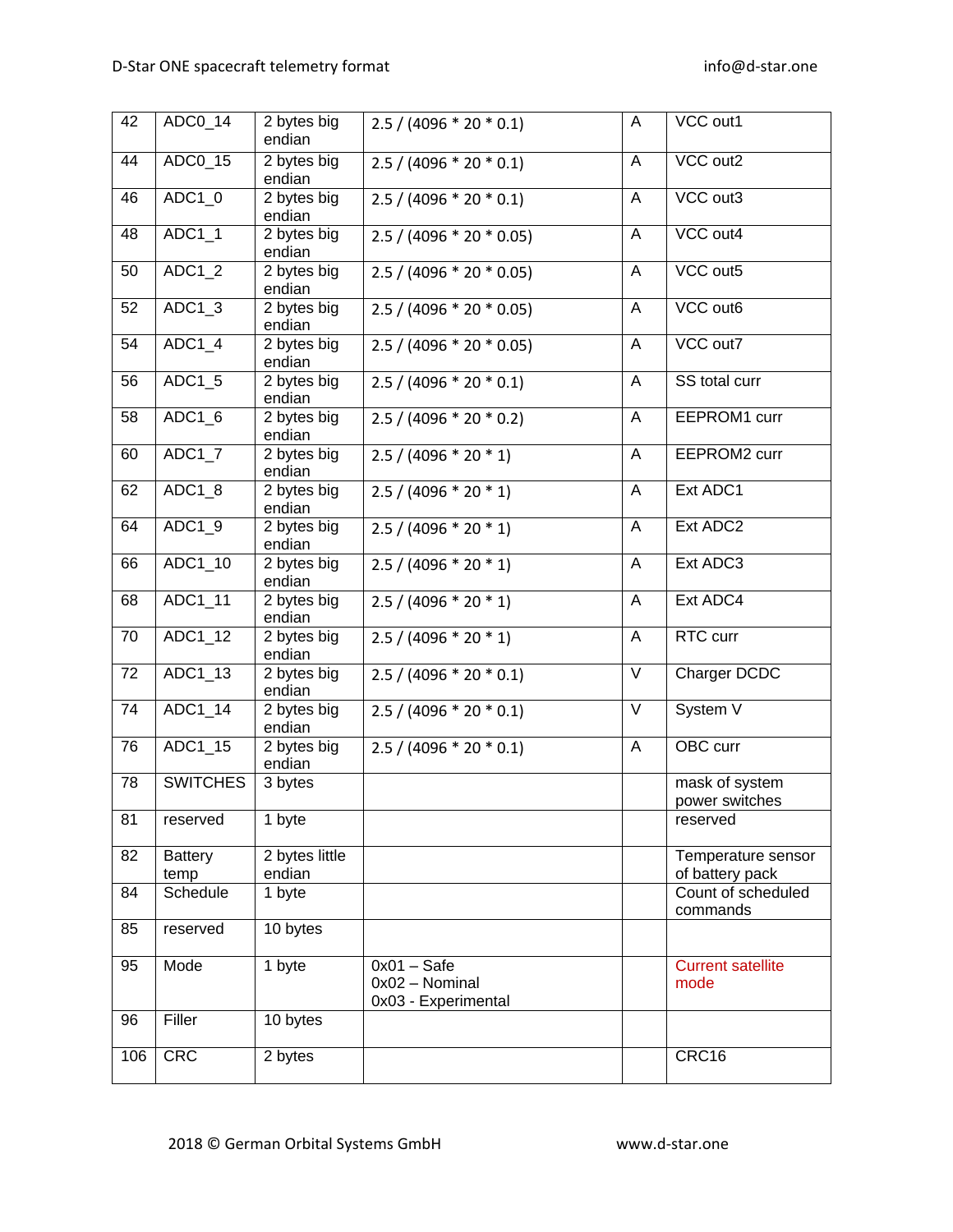| | | | | | |
|---|---|---|---|---|---|
| 42 | ADC0_14 | 2 bytes big endian | 2.5 / (4096 * 20 * 0.1) | A | VCC out1 |
| 44 | ADC0_15 | 2 bytes big endian | 2.5 / (4096 * 20 * 0.1) | A | VCC out2 |
| 46 | ADC1_0 | 2 bytes big endian | 2.5 / (4096 * 20 * 0.1) | A | VCC out3 |
| 48 | ADC1_1 | 2 bytes big endian | 2.5 / (4096 * 20 * 0.05) | A | VCC out4 |
| 50 | ADC1_2 | 2 bytes big endian | 2.5 / (4096 * 20 * 0.05) | A | VCC out5 |
| 52 | ADC1_3 | 2 bytes big endian | 2.5 / (4096 * 20 * 0.05) | A | VCC out6 |
| 54 | ADC1_4 | 2 bytes big endian | 2.5 / (4096 * 20 * 0.05) | A | VCC out7 |
| 56 | ADC1_5 | 2 bytes big endian | 2.5 / (4096 * 20 * 0.1) | A | SS total curr |
| 58 | ADC1_6 | 2 bytes big endian | 2.5 / (4096 * 20 * 0.2) | A | EEPROM1 curr |
| 60 | ADC1_7 | 2 bytes big endian | 2.5 / (4096 * 20 * 1) | A | EEPROM2 curr |
| 62 | ADC1_8 | 2 bytes big endian | 2.5 / (4096 * 20 * 1) | A | Ext ADC1 |
| 64 | ADC1_9 | 2 bytes big endian | 2.5 / (4096 * 20 * 1) | A | Ext ADC2 |
| 66 | ADC1_10 | 2 bytes big endian | 2.5 / (4096 * 20 * 1) | A | Ext ADC3 |
| 68 | ADC1_11 | 2 bytes big endian | 2.5 / (4096 * 20 * 1) | A | Ext ADC4 |
| 70 | ADC1_12 | 2 bytes big endian | 2.5 / (4096 * 20 * 1) | A | RTC curr |
| 72 | ADC1_13 | 2 bytes big endian | 2.5 / (4096 * 20 * 0.1) | V | Charger DCDC |
| 74 | ADC1_14 | 2 bytes big endian | 2.5 / (4096 * 20 * 0.1) | V | System V |
| 76 | ADC1_15 | 2 bytes big endian | 2.5 / (4096 * 20 * 0.1) | A | OBC curr |
| 78 | SWITCHES | 3 bytes | | | mask of system power switches |
| 81 | reserved | 1 byte | | | reserved |
| 82 | Battery temp | 2 bytes little endian | | | Temperature sensor of battery pack |
| 84 | Schedule | 1 byte | | | Count of scheduled commands |
| 85 | reserved | 10 bytes | | | |
| 95 | Mode | 1 byte | 0x01 – Safe<br>0x02 – Nominal<br>0x03 - Experimental | | Current satellite mode |
| 96 | Filler | 10 bytes | | | |
| 106 | CRC | 2 bytes | | | CRC16 |